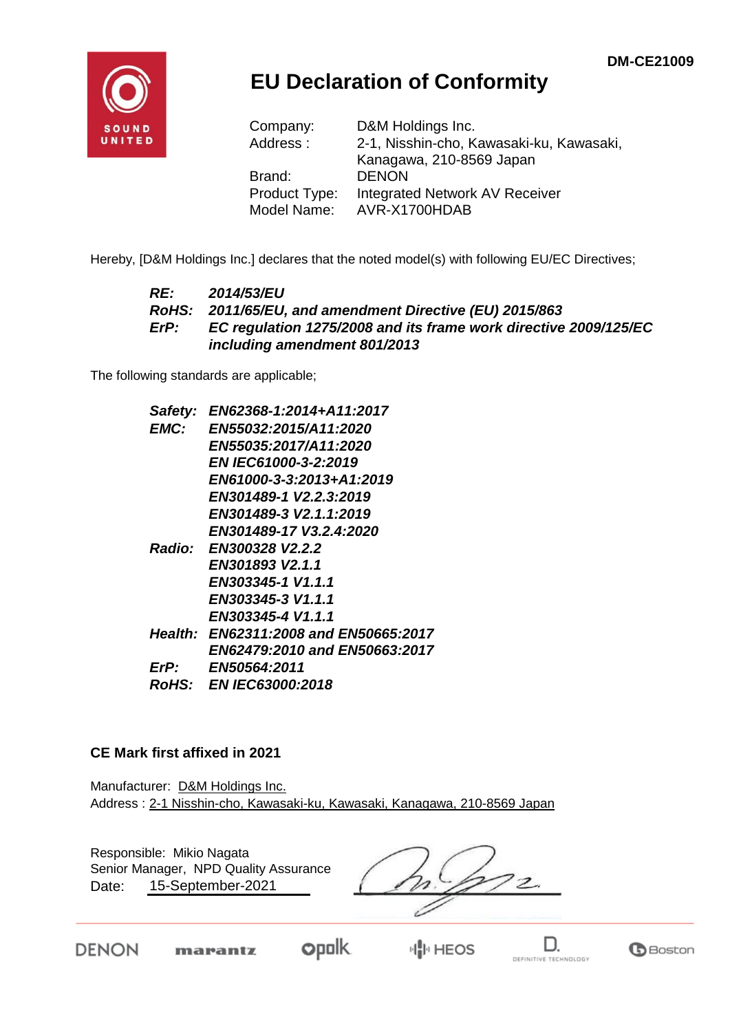DM-CE21009

# EU Declaration of Conformity

Company: D&M Holdings Inc.
Address : 2-1, Nisshin-cho, Kawasaki-ku, Kawasaki, Kanagawa, 210-8569 Japan
Brand: DENON
Product Type: Integrated Network AV Receiver
Model Name: AVR-X1700HDAB

Hereby, [D&M Holdings Inc.] declares that the noted model(s) with following EU/EC Directives;

***RE:*** ***2014/53/EU***
***RoHS:*** ***2011/65/EU, and amendment Directive (EU) 2015/863***
***ErP:*** ***EC regulation 1275/2008 and its frame work directive 2009/125/EC including amendment 801/2013***

The following standards are applicable;

***Safety:*** ***EN62368-1:2014+A11:2017***
***EMC:*** ***EN55032:2015/A11:2020***
***EN55035:2017/A11:2020***
***EN IEC61000-3-2:2019***
***EN61000-3-3:2013+A1:2019***
***EN301489-1 V2.2.3:2019***
***EN301489-3 V2.1.1:2019***
***EN301489-17 V3.2.4:2020***
***Radio:*** ***EN300328 V2.2.2***
***EN301893 V2.1.1***
***EN303345-1 V1.1.1***
***EN303345-3 V1.1.1***
***EN303345-4 V1.1.1***
***Health:*** ***EN62311:2008 and EN50665:2017***
***EN62479:2010 and EN50663:2017***
***ErP:*** ***EN50564:2011***
***RoHS:*** ***EN IEC63000:2018***

**CE Mark first affixed in 2021**

Manufacturer: D&M Holdings Inc.
Address : 2-1 Nisshin-cho, Kawasaki-ku, Kawasaki, Kanagawa, 210-8569 Japan

Responsible: Mikio Nagata
Senior Manager, NPD Quality Assurance
Date: 15-September-2021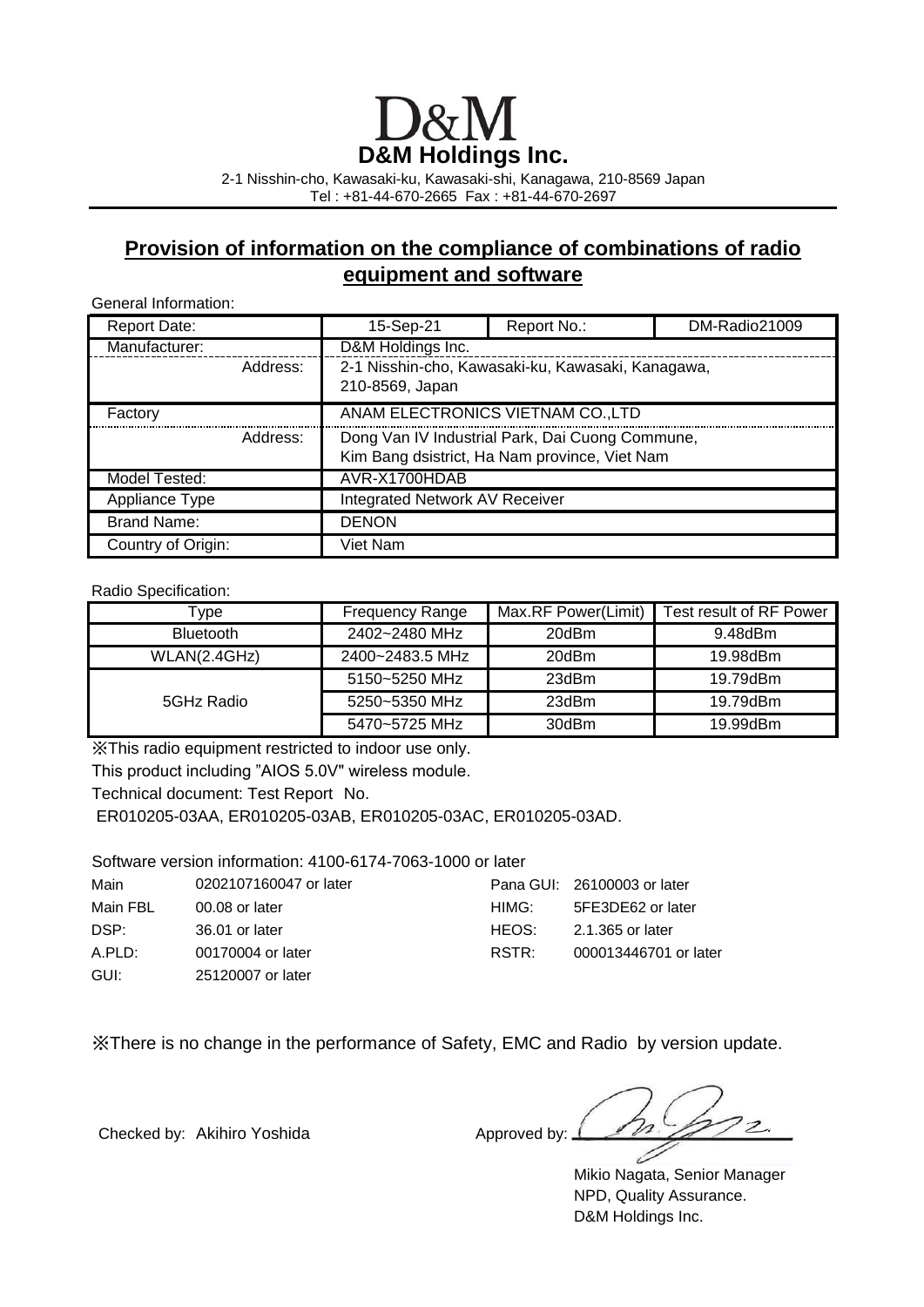# D&M

**D&M Holdings Inc.**

2-1 Nisshin-cho, Kawasaki-ku, Kawasaki-shi, Kanagawa, 210-8569 Japan
Tel : +81-44-670-2665 Fax : +81-44-670-2697

## Provision of information on the compliance of combinations of radio equipment and software

General Information:

| | | | |
|---|---|---|---|
| Report Date: | 15-Sep-21 | Report No.: | DM-Radio21009 |
| Manufacturer: | D&M Holdings Inc. | | |
| Address: | 2-1 Nisshin-cho, Kawasaki-ku, Kawasaki, Kanagawa, 210-8569, Japan | | |
| Factory | ANAM ELECTRONICS VIETNAM CO.,LTD | | |
| Address: | Dong Van IV Industrial Park, Dai Cuong Commune, Kim Bang dsistrict, Ha Nam province, Viet Nam | | |
| Model Tested: | AVR-X1700HDAB | | |
| Appliance Type | Integrated Network AV Receiver | | |
| Brand Name: | DENON | | |
| Country of Origin: | Viet Nam | | |

Radio Specification:

| Type | Frequency Range | Max.RF Power(Limit) | Test result of RF Power |
|---|---|---|---|
| Bluetooth | 2402~2480 MHz | 20dBm | 9.48dBm |
| WLAN(2.4GHz) | 2400~2483.5 MHz | 20dBm | 19.98dBm |
| 5GHz Radio | 5150~5250 MHz | 23dBm | 19.79dBm |
| | 5250~5350 MHz | 23dBm | 19.79dBm |
| | 5470~5725 MHz | 30dBm | 19.99dBm |

※This radio equipment restricted to indoor use only.

This product including "AIOS 5.0V" wireless module.

Technical document: Test Report No.
ER010205-03AA, ER010205-03AB, ER010205-03AC, ER010205-03AD.

Software version information: 4100-6174-7063-1000 or later

| | | | |
|---|---|---|---|
| Main | 0202107160047 or later | Pana GUI: | 26100003 or later |
| Main FBL | 00.08 or later | HIMG: | 5FE3DE62 or later |
| DSP: | 36.01 or later | HEOS: | 2.1.365 or later |
| A.PLD: | 00170004 or later | RSTR: | 000013446701 or later |
| GUI: | 25120007 or later | | |

※There is no change in the performance of Safety, EMC and Radio by version update.

Checked by: Akihiro Yoshida

Approved by:

Mikio Nagata, Senior Manager
NPD, Quality Assurance.
D&M Holdings Inc.